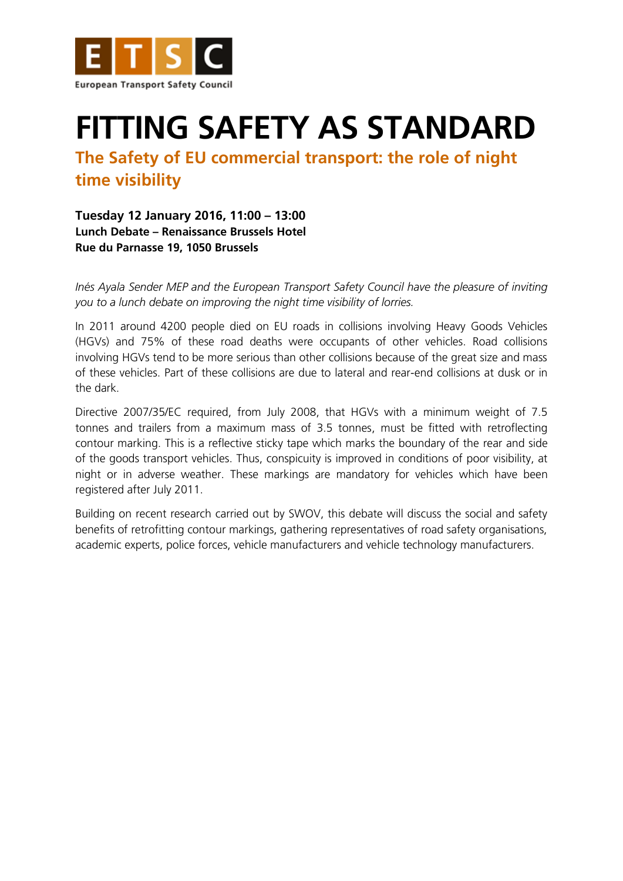ETSC

European Transport Safety Council

# FITTING SAFETY AS STANDARD

## The Safety of EU commercial transport: the role of night time visibility

**Tuesday 12 January 2016, 11:00 – 13:00**
**Lunch Debate – Renaissance Brussels Hotel**
**Rue du Parnasse 19, 1050 Brussels**

*Inés Ayala Sender MEP and the European Transport Safety Council have the pleasure of inviting you to a lunch debate on improving the night time visibility of lorries.*

In 2011 around 4200 people died on EU roads in collisions involving Heavy Goods Vehicles (HGVs) and 75% of these road deaths were occupants of other vehicles. Road collisions involving HGVs tend to be more serious than other collisions because of the great size and mass of these vehicles. Part of these collisions are due to lateral and rear-end collisions at dusk or in the dark.

Directive 2007/35/EC required, from July 2008, that HGVs with a minimum weight of 7.5 tonnes and trailers from a maximum mass of 3.5 tonnes, must be fitted with retroflecting contour marking. This is a reflective sticky tape which marks the boundary of the rear and side of the goods transport vehicles. Thus, conspicuity is improved in conditions of poor visibility, at night or in adverse weather. These markings are mandatory for vehicles which have been registered after July 2011.

Building on recent research carried out by SWOV, this debate will discuss the social and safety benefits of retrofitting contour markings, gathering representatives of road safety organisations, academic experts, police forces, vehicle manufacturers and vehicle technology manufacturers.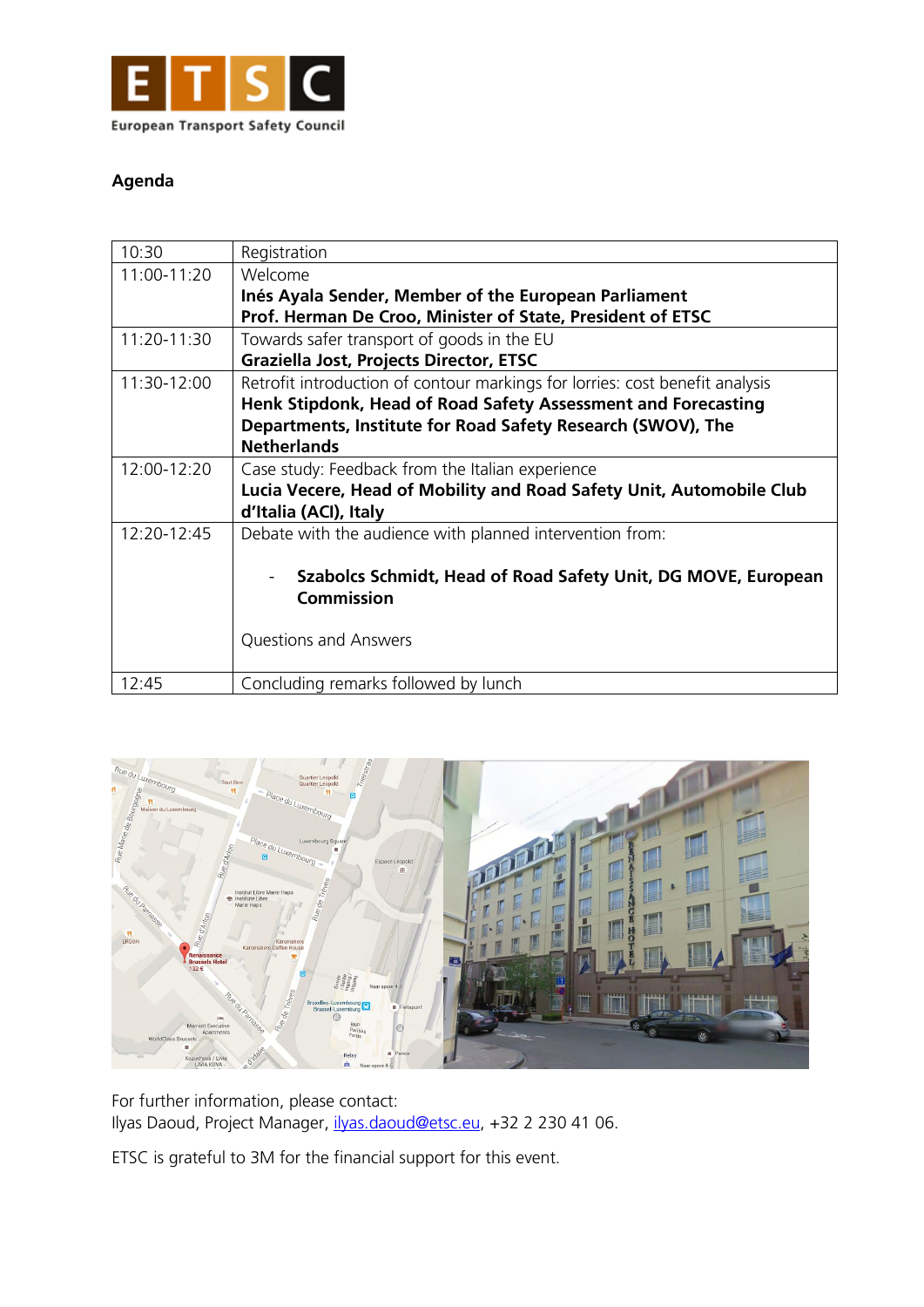European Transport Safety Council

**Agenda**

| | |
|---|---|
| 10:30 | Registration |
| 11:00-11:20 | Welcome<br>**Inés Ayala Sender, Member of the European Parliament**<br>**Prof. Herman De Croo, Minister of State, President of ETSC** |
| 11:20-11:30 | Towards safer transport of goods in the EU<br>**Graziella Jost, Projects Director, ETSC** |
| 11:30-12:00 | Retrofit introduction of contour markings for lorries: cost benefit analysis<br>**Henk Stipdonk, Head of Road Safety Assessment and Forecasting Departments, Institute for Road Safety Research (SWOV), The Netherlands** |
| 12:00-12:20 | Case study: Feedback from the Italian experience<br>**Lucia Vecere, Head of Mobility and Road Safety Unit, Automobile Club d'Italia (ACI), Italy** |
| 12:20-12:45 | Debate with the audience with planned intervention from:<br>- **Szabolcs Schmidt, Head of Road Safety Unit, DG MOVE, European Commission**<br><br>Questions and Answers |
| 12:45 | Concluding remarks followed by lunch |

For further information, please contact:
Ilyas Daoud, Project Manager, ilyas.daoud@etsc.eu, +32 2 230 41 06.

ETSC is grateful to 3M for the financial support for this event.